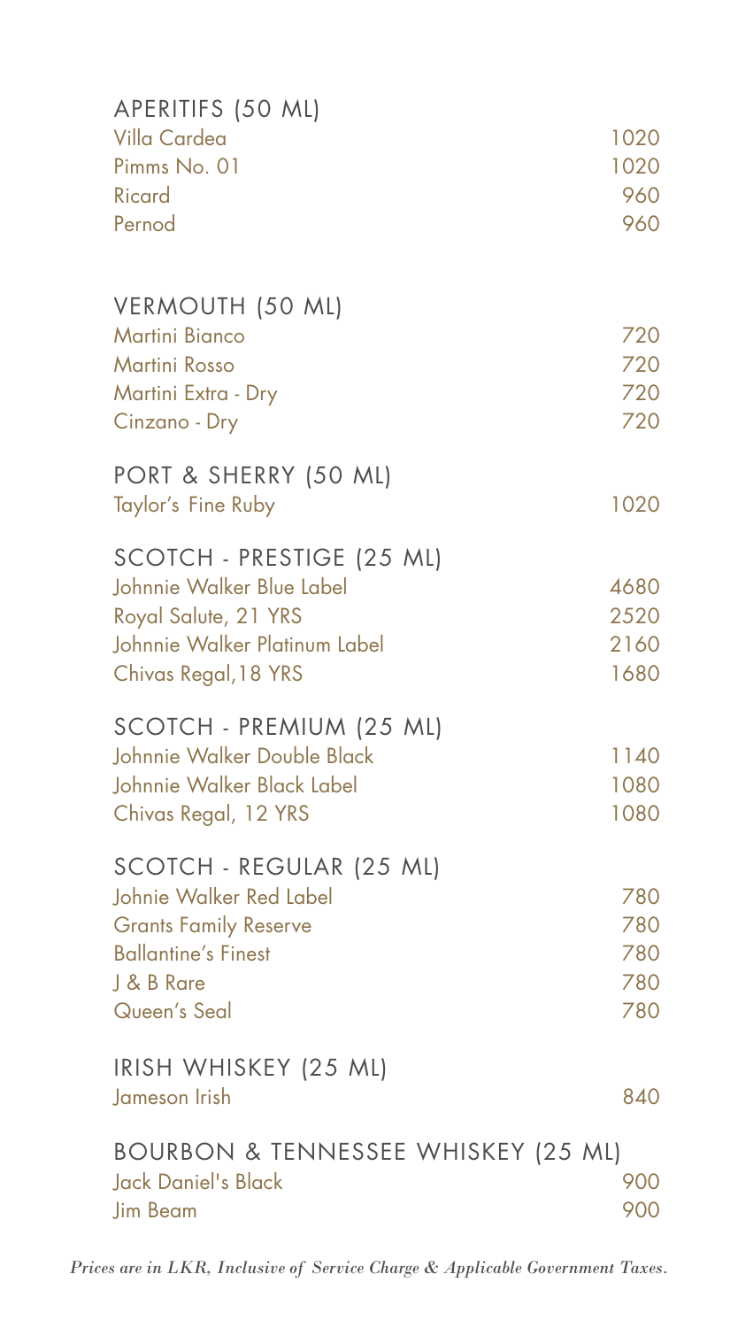## APERITIFS (50 ML)

| | |
|---|---|
| Villa Cardea | 1020 |
| Pimms No. 01 | 1020 |
| Ricard | 960 |
| Pernod | 960 |

## VERMOUTH (50 ML)

| | |
|---|---|
| Martini Bianco | 720 |
| Martini Rosso | 720 |
| Martini Extra - Dry | 720 |
| Cinzano - Dry | 720 |

## PORT & SHERRY (50 ML)

| | |
|---|---|
| Taylor's Fine Ruby | 1020 |

## SCOTCH - PRESTIGE (25 ML)

| | |
|---|---|
| Johnnie Walker Blue Label | 4680 |
| Royal Salute, 21 YRS | 2520 |
| Johnnie Walker Platinum Label | 2160 |
| Chivas Regal,18 YRS | 1680 |

## SCOTCH - PREMIUM (25 ML)

| | |
|---|---|
| Johnnie Walker Double Black | 1140 |
| Johnnie Walker Black Label | 1080 |
| Chivas Regal, 12 YRS | 1080 |

## SCOTCH - REGULAR (25 ML)

| | |
|---|---|
| Johnie Walker Red Label | 780 |
| Grants Family Reserve | 780 |
| Ballantine's Finest | 780 |
| J & B Rare | 780 |
| Queen's Seal | 780 |

## IRISH WHISKEY (25 ML)

| | |
|---|---|
| Jameson Irish | 840 |

## BOURBON & TENNESSEE WHISKEY (25 ML)

| | |
|---|---|
| Jack Daniel's Black | 900 |
| Jim Beam | 900 |

*Prices are in LKR, Inclusive of Service Charge & Applicable Government Taxes.*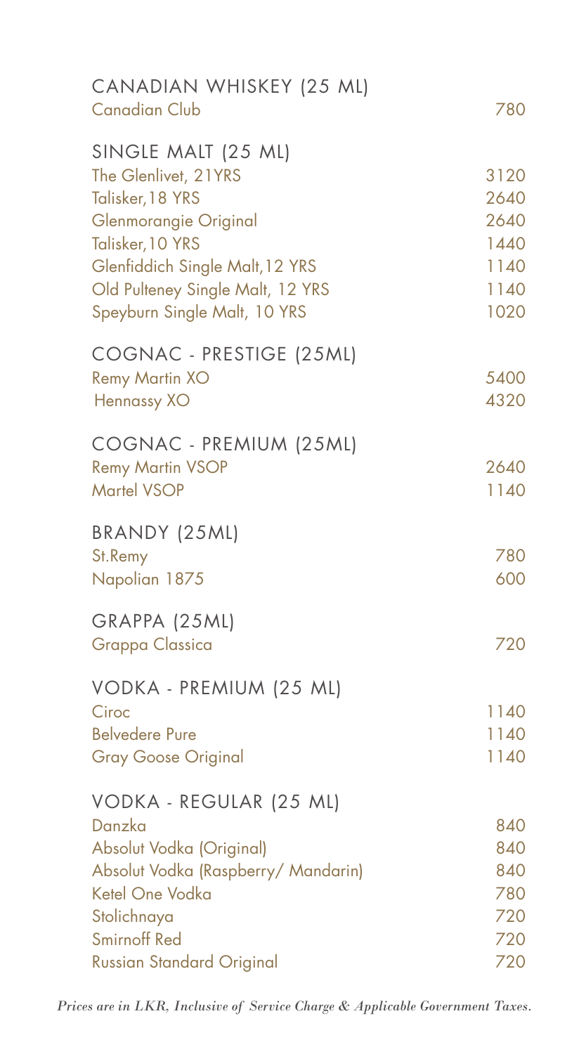## CANADIAN WHISKEY (25 ML)

| Item | Price |
|---|---|
| Canadian Club | 780 |

## SINGLE MALT (25 ML)

| Item | Price |
|---|---|
| The Glenlivet, 21YRS | 3120 |
| Talisker,18 YRS | 2640 |
| Glenmorangie Original | 2640 |
| Talisker,10 YRS | 1440 |
| Glenfiddich Single Malt,12 YRS | 1140 |
| Old Pulteney Single Malt, 12 YRS | 1140 |
| Speyburn Single Malt, 10 YRS | 1020 |

## COGNAC - PRESTIGE (25ML)

| Item | Price |
|---|---|
| Remy Martin XO | 5400 |
| Hennassy XO | 4320 |

## COGNAC - PREMIUM (25ML)

| Item | Price |
|---|---|
| Remy Martin VSOP | 2640 |
| Martel VSOP | 1140 |

## BRANDY (25ML)

| Item | Price |
|---|---|
| St.Remy | 780 |
| Napolian 1875 | 600 |

## GRAPPA (25ML)

| Item | Price |
|---|---|
| Grappa Classica | 720 |

## VODKA - PREMIUM (25 ML)

| Item | Price |
|---|---|
| Ciroc | 1140 |
| Belvedere Pure | 1140 |
| Gray Goose Original | 1140 |

## VODKA - REGULAR (25 ML)

| Item | Price |
|---|---|
| Danzka | 840 |
| Absolut Vodka (Original) | 840 |
| Absolut Vodka (Raspberry/ Mandarin) | 840 |
| Ketel One Vodka | 780 |
| Stolichnaya | 720 |
| Smirnoff Red | 720 |
| Russian Standard Original | 720 |

*Prices are in LKR, Inclusive of Service Charge & Applicable Government Taxes.*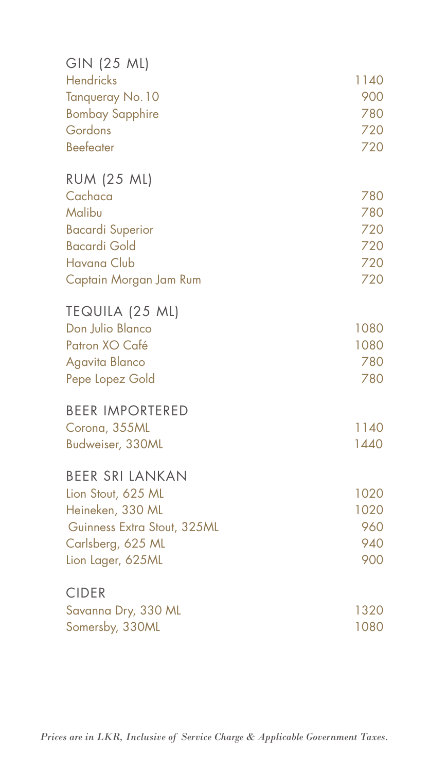## GIN (25 ML)

| | |
|---|---|
| Hendricks | 1140 |
| Tanqueray No.10 | 900 |
| Bombay Sapphire | 780 |
| Gordons | 720 |
| Beefeater | 720 |

## RUM (25 ML)

| | |
|---|---|
| Cachaca | 780 |
| Malibu | 780 |
| Bacardi Superior | 720 |
| Bacardi Gold | 720 |
| Havana Club | 720 |
| Captain Morgan Jam Rum | 720 |

## TEQUILA (25 ML)

| | |
|---|---|
| Don Julio Blanco | 1080 |
| Patron XO Café | 1080 |
| Agavita Blanco | 780 |
| Pepe Lopez Gold | 780 |

## BEER IMPORTERED

| | |
|---|---|
| Corona, 355ML | 1140 |
| Budweiser, 330ML | 1440 |

## BEER SRI LANKAN

| | |
|---|---|
| Lion Stout, 625 ML | 1020 |
| Heineken, 330 ML | 1020 |
| Guinness Extra Stout, 325ML | 960 |
| Carlsberg, 625 ML | 940 |
| Lion Lager, 625ML | 900 |

## CIDER

| | |
|---|---|
| Savanna Dry, 330 ML | 1320 |
| Somersby, 330ML | 1080 |

*Prices are in LKR, Inclusive of Service Charge & Applicable Government Taxes.*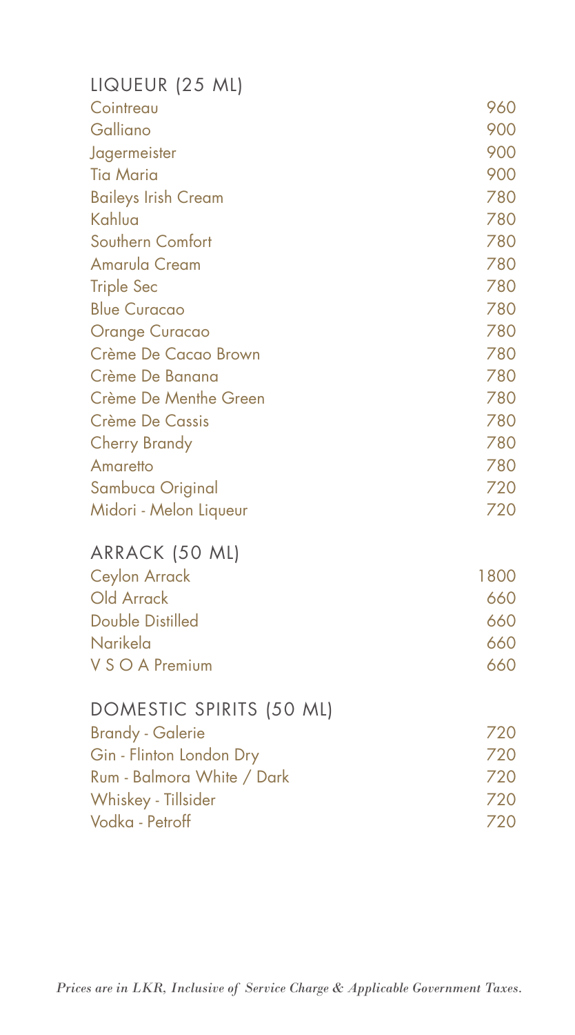## LIQUEUR (25 ML)

| Item | Price |
| --- | --- |
| Cointreau | 960 |
| Galliano | 900 |
| Jagermeister | 900 |
| Tia Maria | 900 |
| Baileys Irish Cream | 780 |
| Kahlua | 780 |
| Southern Comfort | 780 |
| Amarula Cream | 780 |
| Triple Sec | 780 |
| Blue Curacao | 780 |
| Orange Curacao | 780 |
| Crème De Cacao Brown | 780 |
| Crème De Banana | 780 |
| Crème De Menthe Green | 780 |
| Crème De Cassis | 780 |
| Cherry Brandy | 780 |
| Amaretto | 780 |
| Sambuca Original | 720 |
| Midori - Melon Liqueur | 720 |

## ARRACK (50 ML)

| Item | Price |
| --- | --- |
| Ceylon Arrack | 1800 |
| Old Arrack | 660 |
| Double Distilled | 660 |
| Narikela | 660 |
| V S O A Premium | 660 |

## DOMESTIC SPIRITS (50 ML)

| Item | Price |
| --- | --- |
| Brandy - Galerie | 720 |
| Gin - Flinton London Dry | 720 |
| Rum - Balmora White / Dark | 720 |
| Whiskey - Tillsider | 720 |
| Vodka - Petroff | 720 |

*Prices are in LKR, Inclusive of Service Charge & Applicable Government Taxes.*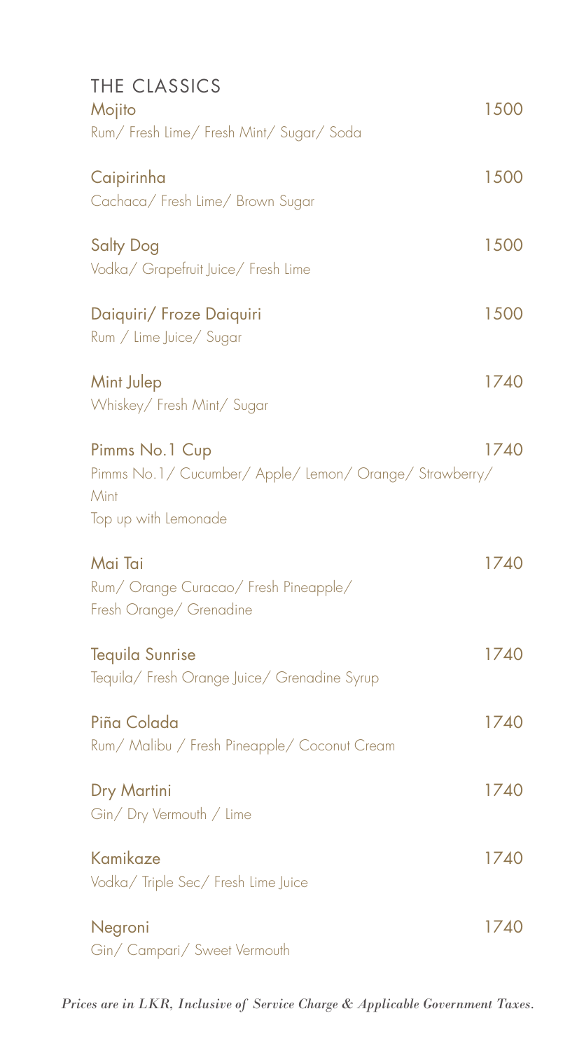## THE CLASSICS

**Mojito** 1500
Rum/ Fresh Lime/ Fresh Mint/ Sugar/ Soda

**Caipirinha** 1500
Cachaca/ Fresh Lime/ Brown Sugar

**Salty Dog** 1500
Vodka/ Grapefruit Juice/ Fresh Lime

**Daiquiri/ Froze Daiquiri** 1500
Rum / Lime Juice/ Sugar

**Mint Julep** 1740
Whiskey/ Fresh Mint/ Sugar

**Pimms No.1 Cup** 1740
Pimms No.1/ Cucumber/ Apple/ Lemon/ Orange/ Strawberry/ Mint
Top up with Lemonade

**Mai Tai** 1740
Rum/ Orange Curacao/ Fresh Pineapple/ Fresh Orange/ Grenadine

**Tequila Sunrise** 1740
Tequila/ Fresh Orange Juice/ Grenadine Syrup

**Piña Colada** 1740
Rum/ Malibu / Fresh Pineapple/ Coconut Cream

**Dry Martini** 1740
Gin/ Dry Vermouth / Lime

**Kamikaze** 1740
Vodka/ Triple Sec/ Fresh Lime Juice

**Negroni** 1740
Gin/ Campari/ Sweet Vermouth

*Prices are in LKR, Inclusive of Service Charge & Applicable Government Taxes.*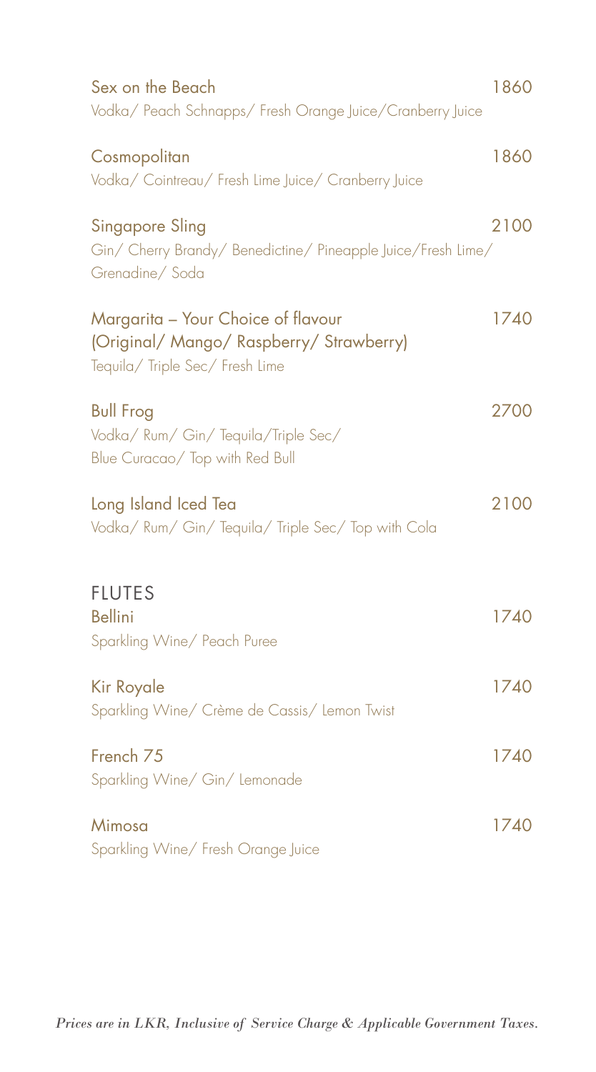**Sex on the Beach** 1860
Vodka/ Peach Schnapps/ Fresh Orange Juice/Cranberry Juice

**Cosmopolitan** 1860
Vodka/ Cointreau/ Fresh Lime Juice/ Cranberry Juice

**Singapore Sling** 2100
Gin/ Cherry Brandy/ Benedictine/ Pineapple Juice/Fresh Lime/ Grenadine/ Soda

**Margarita – Your Choice of flavour (Original/ Mango/ Raspberry/ Strawberry)** 1740
Tequila/ Triple Sec/ Fresh Lime

**Bull Frog** 2700
Vodka/ Rum/ Gin/ Tequila/Triple Sec/ Blue Curacao/ Top with Red Bull

**Long Island Iced Tea** 2100
Vodka/ Rum/ Gin/ Tequila/ Triple Sec/ Top with Cola

## FLUTES

**Bellini** 1740
Sparkling Wine/ Peach Puree

**Kir Royale** 1740
Sparkling Wine/ Crème de Cassis/ Lemon Twist

**French 75** 1740
Sparkling Wine/ Gin/ Lemonade

**Mimosa** 1740
Sparkling Wine/ Fresh Orange Juice

*Prices are in LKR, Inclusive of Service Charge & Applicable Government Taxes.*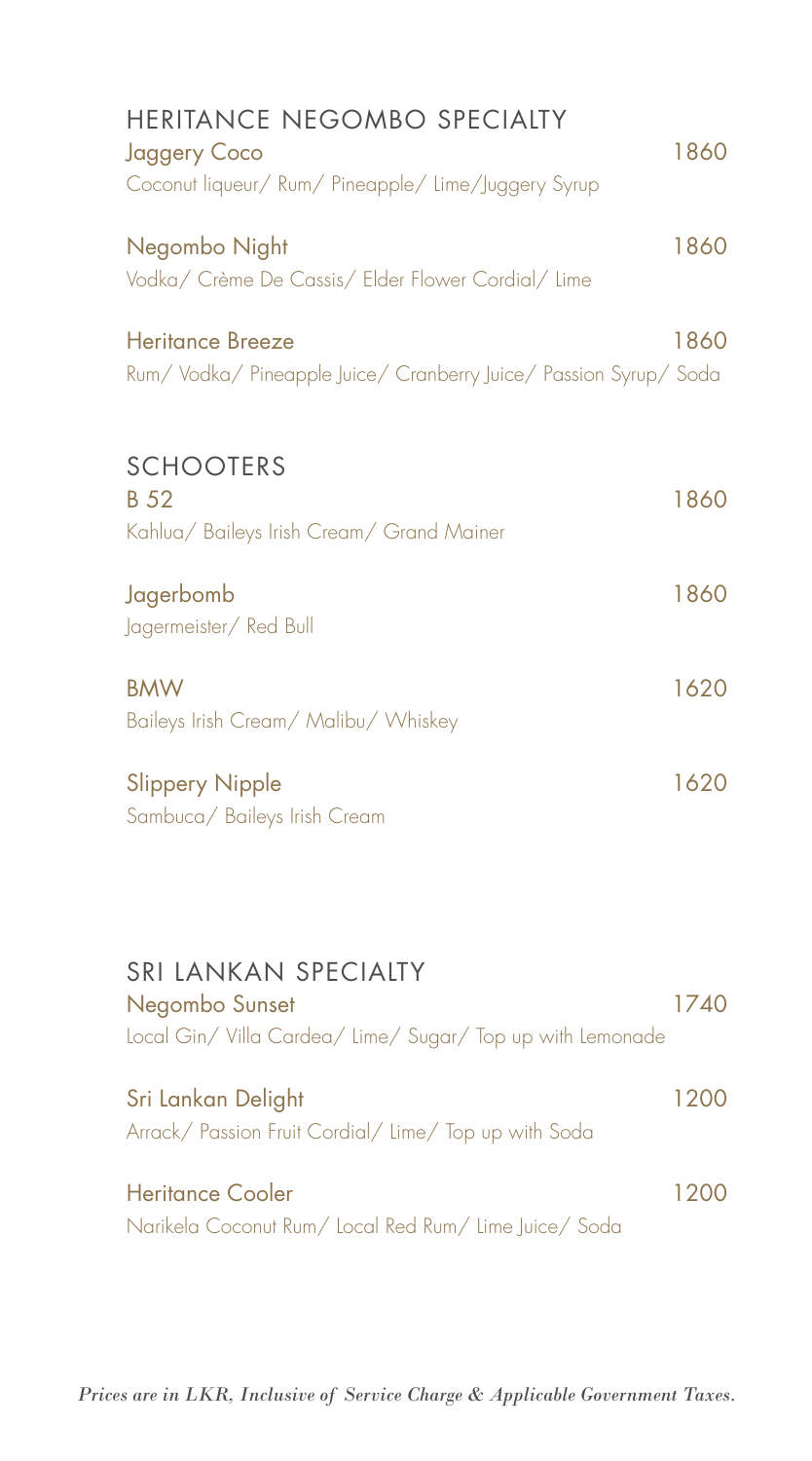## HERITANCE NEGOMBO SPECIALTY

**Jaggery Coco** 1860
Coconut liqueur/ Rum/ Pineapple/ Lime/Juggery Syrup

**Negombo Night** 1860
Vodka/ Crème De Cassis/ Elder Flower Cordial/ Lime

**Heritance Breeze** 1860
Rum/ Vodka/ Pineapple Juice/ Cranberry Juice/ Passion Syrup/ Soda

## SCHOOTERS

**B 52** 1860
Kahlua/ Baileys Irish Cream/ Grand Mainer

**Jagerbomb** 1860
Jagermeister/ Red Bull

**BMW** 1620
Baileys Irish Cream/ Malibu/ Whiskey

**Slippery Nipple** 1620
Sambuca/ Baileys Irish Cream

## SRI LANKAN SPECIALTY

**Negombo Sunset** 1740
Local Gin/ Villa Cardea/ Lime/ Sugar/ Top up with Lemonade

**Sri Lankan Delight** 1200
Arrack/ Passion Fruit Cordial/ Lime/ Top up with Soda

**Heritance Cooler** 1200
Narikela Coconut Rum/ Local Red Rum/ Lime Juice/ Soda

*Prices are in LKR, Inclusive of Service Charge & Applicable Government Taxes.*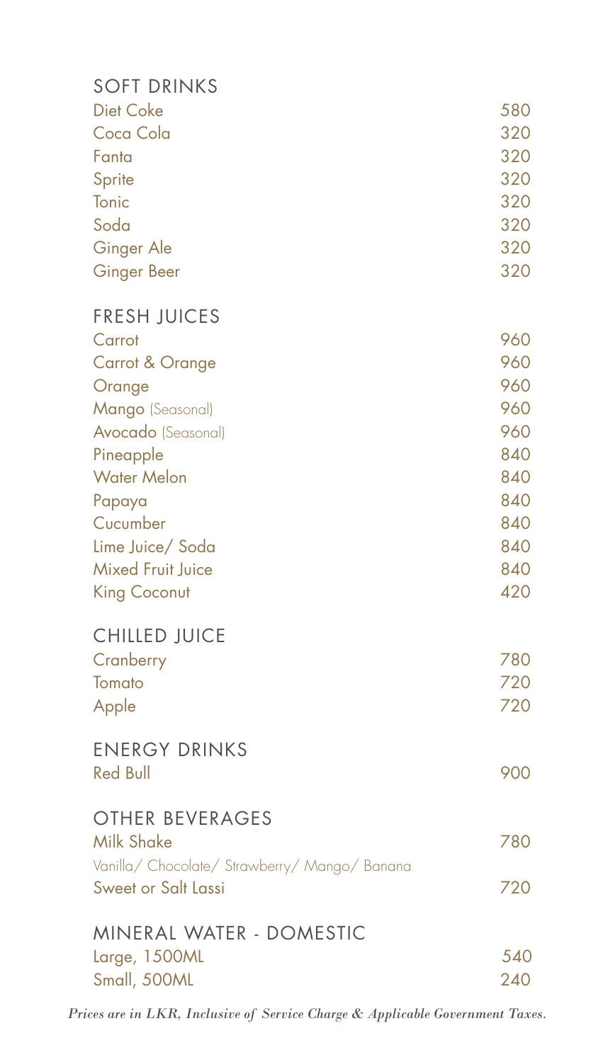## SOFT DRINKS

| Item | Price |
|---|---|
| Diet Coke | 580 |
| Coca Cola | 320 |
| Fanta | 320 |
| Sprite | 320 |
| Tonic | 320 |
| Soda | 320 |
| Ginger Ale | 320 |
| Ginger Beer | 320 |

## FRESH JUICES

| Item | Price |
|---|---|
| Carrot | 960 |
| Carrot & Orange | 960 |
| Orange | 960 |
| Mango (Seasonal) | 960 |
| Avocado (Seasonal) | 960 |
| Pineapple | 840 |
| Water Melon | 840 |
| Papaya | 840 |
| Cucumber | 840 |
| Lime Juice/ Soda | 840 |
| Mixed Fruit Juice | 840 |
| King Coconut | 420 |

## CHILLED JUICE

| Item | Price |
|---|---|
| Cranberry | 780 |
| Tomato | 720 |
| Apple | 720 |

## ENERGY DRINKS

| Item | Price |
|---|---|
| Red Bull | 900 |

## OTHER BEVERAGES

| Item | Price |
|---|---|
| Milk Shake<br>Vanilla/ Chocolate/ Strawberry/ Mango/ Banana | 780 |
| Sweet or Salt Lassi | 720 |

## MINERAL WATER - DOMESTIC

| Item | Price |
|---|---|
| Large, 1500ML | 540 |
| Small, 500ML | 240 |

*Prices are in LKR, Inclusive of Service Charge & Applicable Government Taxes.*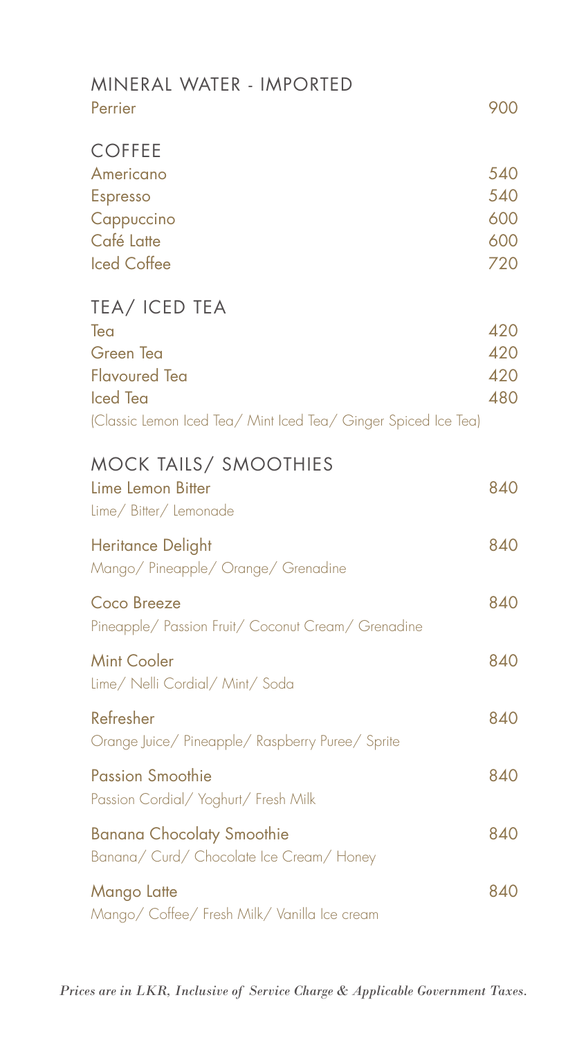## MINERAL WATER - IMPORTED

| | |
|---|---|
| Perrier | 900 |

## COFFEE

| | |
|---|---|
| Americano | 540 |
| Espresso | 540 |
| Cappuccino | 600 |
| Café Latte | 600 |
| Iced Coffee | 720 |

## TEA/ ICED TEA

| | |
|---|---|
| Tea | 420 |
| Green Tea | 420 |
| Flavoured Tea | 420 |
| Iced Tea | 480 |

(Classic Lemon Iced Tea/ Mint Iced Tea/ Ginger Spiced Ice Tea)

## MOCK TAILS/ SMOOTHIES

**Lime Lemon Bitter** 840
Lime/ Bitter/ Lemonade

**Heritance Delight** 840
Mango/ Pineapple/ Orange/ Grenadine

**Coco Breeze** 840
Pineapple/ Passion Fruit/ Coconut Cream/ Grenadine

**Mint Cooler** 840
Lime/ Nelli Cordial/ Mint/ Soda

**Refresher** 840
Orange Juice/ Pineapple/ Raspberry Puree/ Sprite

**Passion Smoothie** 840
Passion Cordial/ Yoghurt/ Fresh Milk

**Banana Chocolaty Smoothie** 840
Banana/ Curd/ Chocolate Ice Cream/ Honey

**Mango Latte** 840
Mango/ Coffee/ Fresh Milk/ Vanilla Ice cream

*Prices are in LKR, Inclusive of Service Charge & Applicable Government Taxes.*